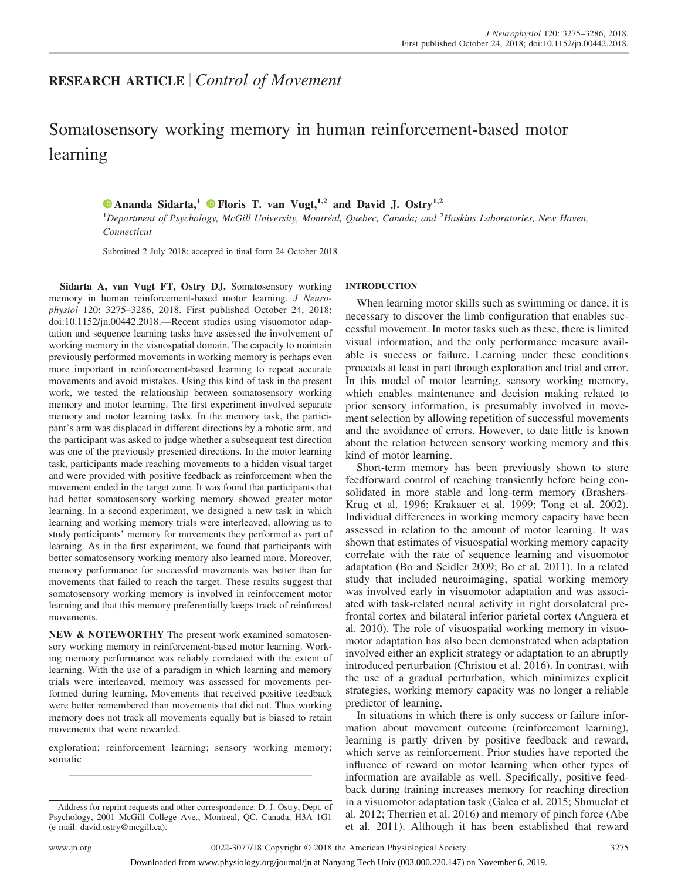**RESEARCH ARTICLE** | *Control of Movement*

# Somatosensory working memory in human reinforcement-based motor learning

**Ananda Sidarta,[1] Floris T. van Vugt,[1,2] and David J. Ostry[1,2]**

[1]*Department of Psychology, McGill University, Montréal, Quebec, Canada; and* [2]*Haskins Laboratories, New Haven, Connecticut*

Submitted 2 July 2018; accepted in final form 24 October 2018

**Sidarta A, van Vugt FT, Ostry DJ.** Somatosensory working memory in human reinforcement-based motor learning. *J Neurophysiol* 120: 3275–3286, 2018. First published October 24, 2018; doi:10.1152/jn.00442.2018.—Recent studies using visuomotor adaptation and sequence learning tasks have assessed the involvement of working memory in the visuospatial domain. The capacity to maintain previously performed movements in working memory is perhaps even more important in reinforcement-based learning to repeat accurate movements and avoid mistakes. Using this kind of task in the present work, we tested the relationship between somatosensory working memory and motor learning. The first experiment involved separate memory and motor learning tasks. In the memory task, the participant's arm was displaced in different directions by a robotic arm, and the participant was asked to judge whether a subsequent test direction was one of the previously presented directions. In the motor learning task, participants made reaching movements to a hidden visual target and were provided with positive feedback as reinforcement when the movement ended in the target zone. It was found that participants that had better somatosensory working memory showed greater motor learning. In a second experiment, we designed a new task in which learning and working memory trials were interleaved, allowing us to study participants' memory for movements they performed as part of learning. As in the first experiment, we found that participants with better somatosensory working memory also learned more. Moreover, memory performance for successful movements was better than for movements that failed to reach the target. These results suggest that somatosensory working memory is involved in reinforcement motor learning and that this memory preferentially keeps track of reinforced movements.

**NEW & NOTEWORTHY** The present work examined somatosensory working memory in reinforcement-based motor learning. Working memory performance was reliably correlated with the extent of learning. With the use of a paradigm in which learning and memory trials were interleaved, memory was assessed for movements performed during learning. Movements that received positive feedback were better remembered than movements that did not. Thus working memory does not track all movements equally but is biased to retain movements that were rewarded.

exploration; reinforcement learning; sensory working memory; somatic

## INTRODUCTION

When learning motor skills such as swimming or dance, it is necessary to discover the limb configuration that enables successful movement. In motor tasks such as these, there is limited visual information, and the only performance measure available is success or failure. Learning under these conditions proceeds at least in part through exploration and trial and error. In this model of motor learning, sensory working memory, which enables maintenance and decision making related to prior sensory information, is presumably involved in movement selection by allowing repetition of successful movements and the avoidance of errors. However, to date little is known about the relation between sensory working memory and this kind of motor learning.

Short-term memory has been previously shown to store feedforward control of reaching transiently before being consolidated in more stable and long-term memory (Brashers-Krug et al. 1996; Krakauer et al. 1999; Tong et al. 2002). Individual differences in working memory capacity have been assessed in relation to the amount of motor learning. It was shown that estimates of visuospatial working memory capacity correlate with the rate of sequence learning and visuomotor adaptation (Bo and Seidler 2009; Bo et al. 2011). In a related study that included neuroimaging, spatial working memory was involved early in visuomotor adaptation and was associated with task-related neural activity in right dorsolateral prefrontal cortex and bilateral inferior parietal cortex (Anguera et al. 2010). The role of visuospatial working memory in visuomotor adaptation has also been demonstrated when adaptation involved either an explicit strategy or adaptation to an abruptly introduced perturbation (Christou et al. 2016). In contrast, with the use of a gradual perturbation, which minimizes explicit strategies, working memory capacity was no longer a reliable predictor of learning.

In situations in which there is only success or failure information about movement outcome (reinforcement learning), learning is partly driven by positive feedback and reward, which serve as reinforcement. Prior studies have reported the influence of reward on motor learning when other types of information are available as well. Specifically, positive feedback during training increases memory for reaching direction in a visuomotor adaptation task (Galea et al. 2015; Shmuelof et al. 2012; Therrien et al. 2016) and memory of pinch force (Abe et al. 2011). Although it has been established that reward

Address for reprint requests and other correspondence: D. J. Ostry, Dept. of Psychology, 2001 McGill College Ave., Montreal, QC, Canada, H3A 1G1 (e-mail: david.ostry@mcgill.ca).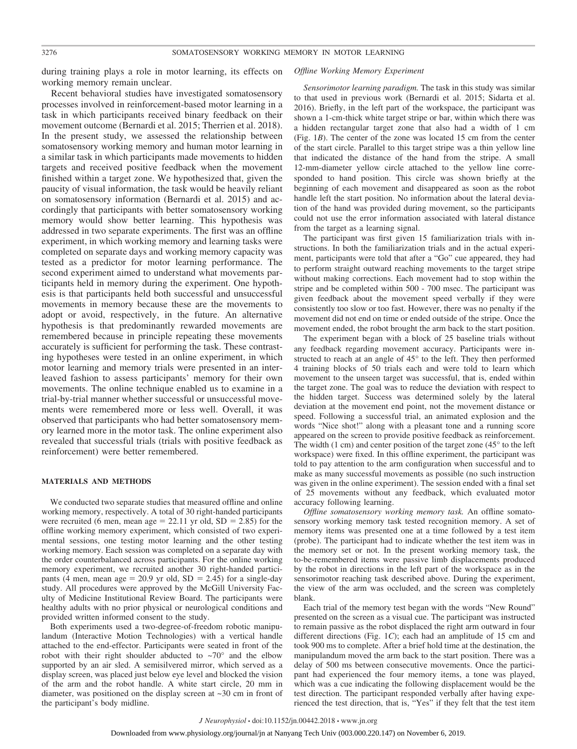during training plays a role in motor learning, its effects on working memory remain unclear.

Recent behavioral studies have investigated somatosensory processes involved in reinforcement-based motor learning in a task in which participants received binary feedback on their movement outcome (Bernardi et al. 2015; Therrien et al. 2018). In the present study, we assessed the relationship between somatosensory working memory and human motor learning in a similar task in which participants made movements to hidden targets and received positive feedback when the movement finished within a target zone. We hypothesized that, given the paucity of visual information, the task would be heavily reliant on somatosensory information (Bernardi et al. 2015) and accordingly that participants with better somatosensory working memory would show better learning. This hypothesis was addressed in two separate experiments. The first was an offline experiment, in which working memory and learning tasks were completed on separate days and working memory capacity was tested as a predictor for motor learning performance. The second experiment aimed to understand what movements participants held in memory during the experiment. One hypothesis is that participants held both successful and unsuccessful movements in memory because these are the movements to adopt or avoid, respectively, in the future. An alternative hypothesis is that predominantly rewarded movements are remembered because in principle repeating these movements accurately is sufficient for performing the task. These contrasting hypotheses were tested in an online experiment, in which motor learning and memory trials were presented in an interleaved fashion to assess participants' memory for their own movements. The online technique enabled us to examine in a trial-by-trial manner whether successful or unsuccessful movements were remembered more or less well. Overall, it was observed that participants who had better somatosensory memory learned more in the motor task. The online experiment also revealed that successful trials (trials with positive feedback as reinforcement) were better remembered.

## MATERIALS AND METHODS

We conducted two separate studies that measured offline and online working memory, respectively. A total of 30 right-handed participants were recruited (6 men, mean age = 22.11 yr old, SD = 2.85) for the offline working memory experiment, which consisted of two experimental sessions, one testing motor learning and the other testing working memory. Each session was completed on a separate day with the order counterbalanced across participants. For the online working memory experiment, we recruited another 30 right-handed participants (4 men, mean age = 20.9 yr old, SD = 2.45) for a single-day study. All procedures were approved by the McGill University Faculty of Medicine Institutional Review Board. The participants were healthy adults with no prior physical or neurological conditions and provided written informed consent to the study.

Both experiments used a two-degree-of-freedom robotic manipulandum (Interactive Motion Technologies) with a vertical handle attached to the end-effector. Participants were seated in front of the robot with their right shoulder abducted to ~70° and the elbow supported by an air sled. A semisilvered mirror, which served as a display screen, was placed just below eye level and blocked the vision of the arm and the robot handle. A white start circle, 20 mm in diameter, was positioned on the display screen at ~30 cm in front of the participant's body midline.

### *Offline Working Memory Experiment*

*Sensorimotor learning paradigm.* The task in this study was similar to that used in previous work (Bernardi et al. 2015; Sidarta et al. 2016). Briefly, in the left part of the workspace, the participant was shown a 1-cm-thick white target stripe or bar, within which there was a hidden rectangular target zone that also had a width of 1 cm (Fig. 1*B*). The center of the zone was located 15 cm from the center of the start circle. Parallel to this target stripe was a thin yellow line that indicated the distance of the hand from the stripe. A small 12-mm-diameter yellow circle attached to the yellow line corresponded to hand position. This circle was shown briefly at the beginning of each movement and disappeared as soon as the robot handle left the start position. No information about the lateral deviation of the hand was provided during movement, so the participants could not use the error information associated with lateral distance from the target as a learning signal.

The participant was first given 15 familiarization trials with instructions. In both the familiarization trials and in the actual experiment, participants were told that after a "Go" cue appeared, they had to perform straight outward reaching movements to the target stripe without making corrections. Each movement had to stop within the stripe and be completed within 500 - 700 msec. The participant was given feedback about the movement speed verbally if they were consistently too slow or too fast. However, there was no penalty if the movement did not end on time or ended outside of the stripe. Once the movement ended, the robot brought the arm back to the start position.

The experiment began with a block of 25 baseline trials without any feedback regarding movement accuracy. Participants were instructed to reach at an angle of 45° to the left. They then performed 4 training blocks of 50 trials each and were told to learn which movement to the unseen target was successful, that is, ended within the target zone. The goal was to reduce the deviation with respect to the hidden target. Success was determined solely by the lateral deviation at the movement end point, not the movement distance or speed. Following a successful trial, an animated explosion and the words "Nice shot!" along with a pleasant tone and a running score appeared on the screen to provide positive feedback as reinforcement. The width (1 cm) and center position of the target zone (45° to the left workspace) were fixed. In this offline experiment, the participant was told to pay attention to the arm configuration when successful and to make as many successful movements as possible (no such instruction was given in the online experiment). The session ended with a final set of 25 movements without any feedback, which evaluated motor accuracy following learning.

*Offline somatosensory working memory task.* An offline somatosensory working memory task tested recognition memory. A set of memory items was presented one at a time followed by a test item (probe). The participant had to indicate whether the test item was in the memory set or not. In the present working memory task, the to-be-remembered items were passive limb displacements produced by the robot in directions in the left part of the workspace as in the sensorimotor reaching task described above. During the experiment, the view of the arm was occluded, and the screen was completely blank.

Each trial of the memory test began with the words "New Round" presented on the screen as a visual cue. The participant was instructed to remain passive as the robot displaced the right arm outward in four different directions (Fig. 1*C*); each had an amplitude of 15 cm and took 900 ms to complete. After a brief hold time at the destination, the manipulandum moved the arm back to the start position. There was a delay of 500 ms between consecutive movements. Once the participant had experienced the four memory items, a tone was played, which was a cue indicating the following displacement would be the test direction. The participant responded verbally after having experienced the test direction, that is, "Yes" if they felt that the test item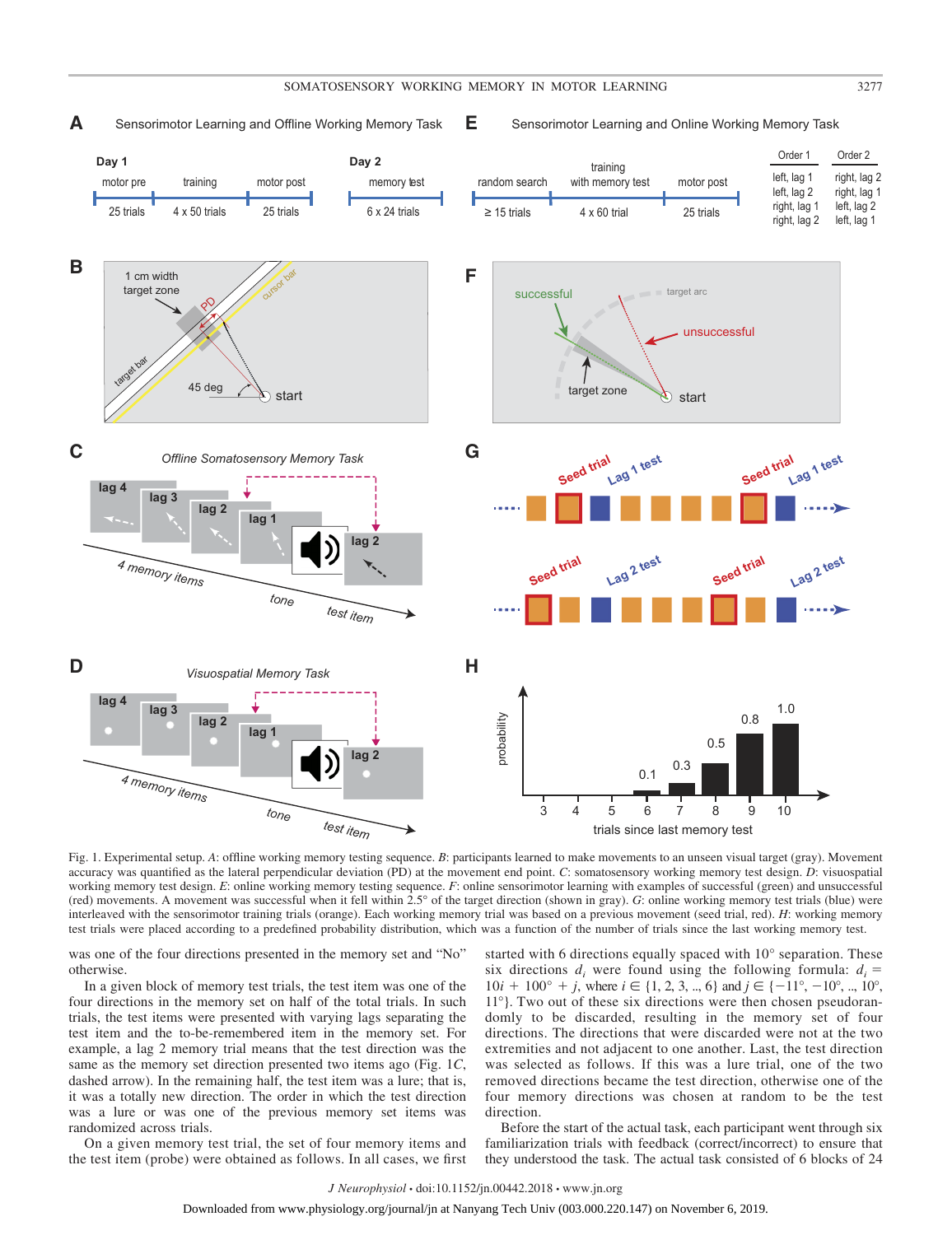Fig. 1. Experimental setup. *A*: offline working memory testing sequence. *B*: participants learned to make movements to an unseen visual target (gray). Movement accuracy was quantified as the lateral perpendicular deviation (PD) at the movement end point. *C*: somatosensory working memory test design. *D*: visuospatial working memory test design. *E*: online working memory testing sequence. *F*: online sensorimotor learning with examples of successful (green) and unsuccessful (red) movements. A movement was successful when it fell within 2.5° of the target direction (shown in gray). *G*: online working memory test trials (blue) were interleaved with the sensorimotor training trials (orange). Each working memory trial was based on a previous movement (seed trial, red). *H*: working memory test trials were placed according to a predefined probability distribution, which was a function of the number of trials since the last working memory test.

was one of the four directions presented in the memory set and "No" otherwise.

In a given block of memory test trials, the test item was one of the four directions in the memory set on half of the total trials. In such trials, the test items were presented with varying lags separating the test item and the to-be-remembered item in the memory set. For example, a lag 2 memory trial means that the test direction was the same as the memory set direction presented two items ago (Fig. 1*C*, dashed arrow). In the remaining half, the test item was a lure; that is, it was a totally new direction. The order in which the test direction was a lure or was one of the previous memory set items was randomized across trials.

On a given memory test trial, the set of four memory items and the test item (probe) were obtained as follows. In all cases, we first started with 6 directions equally spaced with 10° separation. These six directions $d_i$ were found using the following formula: $d_i = 10i + 100° + j$, where $i \in \{1, 2, 3, ..., 6\}$ and $j \in \{-11°, -10°, ..., 10°, 11°\}$. Two out of these six directions were then chosen pseudorandomly to be discarded, resulting in the memory set of four directions. The directions that were discarded were not at the two extremities and not adjacent to one another. Last, the test direction was selected as follows. If this was a lure trial, one of the two removed directions became the test direction, otherwise one of the four memory directions was chosen at random to be the test direction.

Before the start of the actual task, each participant went through six familiarization trials with feedback (correct/incorrect) to ensure that they understood the task. The actual task consisted of 6 blocks of 24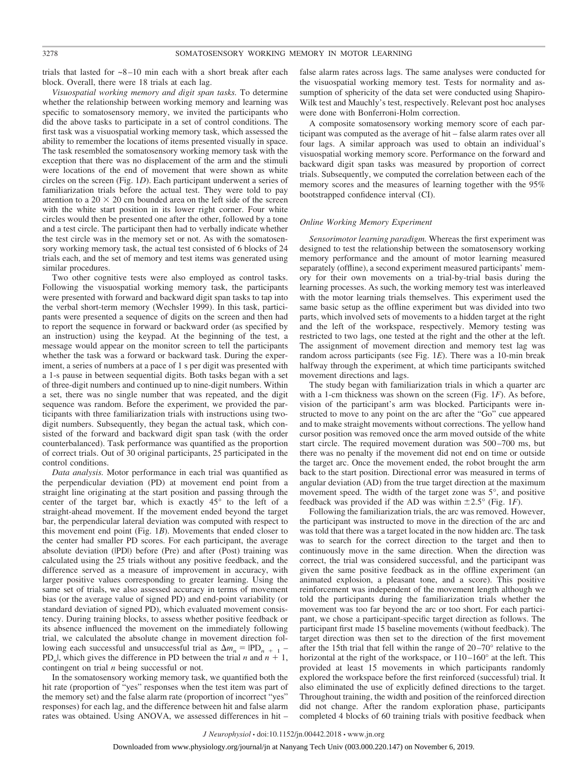trials that lasted for ~8–10 min each with a short break after each block. Overall, there were 18 trials at each lag.

*Visuospatial working memory and digit span tasks.* To determine whether the relationship between working memory and learning was specific to somatosensory memory, we invited the participants who did the above tasks to participate in a set of control conditions. The first task was a visuospatial working memory task, which assessed the ability to remember the locations of items presented visually in space. The task resembled the somatosensory working memory task with the exception that there was no displacement of the arm and the stimuli were locations of the end of movement that were shown as white circles on the screen (Fig. 1*D*). Each participant underwent a series of familiarization trials before the actual test. They were told to pay attention to a 20 × 20 cm bounded area on the left side of the screen with the white start position in its lower right corner. Four white circles would then be presented one after the other, followed by a tone and a test circle. The participant then had to verbally indicate whether the test circle was in the memory set or not. As with the somatosensory working memory task, the actual test consisted of 6 blocks of 24 trials each, and the set of memory and test items was generated using similar procedures.

Two other cognitive tests were also employed as control tasks. Following the visuospatial working memory task, the participants were presented with forward and backward digit span tasks to tap into the verbal short-term memory (Wechsler 1999). In this task, participants were presented a sequence of digits on the screen and then had to report the sequence in forward or backward order (as specified by an instruction) using the keypad. At the beginning of the test, a message would appear on the monitor screen to tell the participants whether the task was a forward or backward task. During the experiment, a series of numbers at a pace of 1 s per digit was presented with a 1-s pause in between sequential digits. Both tasks began with a set of three-digit numbers and continued up to nine-digit numbers. Within a set, there was no single number that was repeated, and the digit sequence was random. Before the experiment, we provided the participants with three familiarization trials with instructions using two-digit numbers. Subsequently, they began the actual task, which consisted of the forward and backward digit span task (with the order counterbalanced). Task performance was quantified as the proportion of correct trials. Out of 30 original participants, 25 participated in the control conditions.

*Data analysis.* Motor performance in each trial was quantified as the perpendicular deviation (PD) at movement end point from a straight line originating at the start position and passing through the center of the target bar, which is exactly 45° to the left of a straight-ahead movement. If the movement ended beyond the target bar, the perpendicular lateral deviation was computed with respect to this movement end point (Fig. 1*B*). Movements that ended closer to the center had smaller PD scores. For each participant, the average absolute deviation (|PD|) before (Pre) and after (Post) training was calculated using the 25 trials without any positive feedback, and the difference served as a measure of improvement in accuracy, with larger positive values corresponding to greater learning. Using the same set of trials, we also assessed accuracy in terms of movement bias (or the average value of signed PD) and end-point variability (or standard deviation of signed PD), which evaluated movement consistency. During training blocks, to assess whether positive feedback or its absence influenced the movement on the immediately following trial, we calculated the absolute change in movement direction following each successful and unsuccessful trial as $\Delta m_n = |PD_{n+1} - PD_n|$, which gives the difference in PD between the trial $n$ and $n + 1$, contingent on trial $n$ being successful or not.

In the somatosensory working memory task, we quantified both the hit rate (proportion of "yes" responses when the test item was part of the memory set) and the false alarm rate (proportion of incorrect "yes" responses) for each lag, and the difference between hit and false alarm rates was obtained. Using ANOVA, we assessed differences in hit – false alarm rates across lags. The same analyses were conducted for the visuospatial working memory test. Tests for normality and assumption of sphericity of the data set were conducted using Shapiro-Wilk test and Mauchly's test, respectively. Relevant post hoc analyses were done with Bonferroni-Holm correction.

A composite somatosensory working memory score of each participant was computed as the average of hit – false alarm rates over all four lags. A similar approach was used to obtain an individual's visuospatial working memory score. Performance on the forward and backward digit span tasks was measured by proportion of correct trials. Subsequently, we computed the correlation between each of the memory scores and the measures of learning together with the 95% bootstrapped confidence interval (CI).

### Online Working Memory Experiment

*Sensorimotor learning paradigm.* Whereas the first experiment was designed to test the relationship between the somatosensory working memory performance and the amount of motor learning measured separately (offline), a second experiment measured participants' memory for their own movements on a trial-by-trial basis during the learning processes. As such, the working memory test was interleaved with the motor learning trials themselves. This experiment used the same basic setup as the offline experiment but was divided into two parts, which involved sets of movements to a hidden target at the right and the left of the workspace, respectively. Memory testing was restricted to two lags, one tested at the right and the other at the left. The assignment of movement direction and memory test lag was random across participants (see Fig. 1*E*). There was a 10-min break halfway through the experiment, at which time participants switched movement directions and lags.

The study began with familiarization trials in which a quarter arc with a 1-cm thickness was shown on the screen (Fig. 1*F*). As before, vision of the participant's arm was blocked. Participants were instructed to move to any point on the arc after the "Go" cue appeared and to make straight movements without corrections. The yellow hand cursor position was removed once the arm moved outside of the white start circle. The required movement duration was 500–700 ms, but there was no penalty if the movement did not end on time or outside the target arc. Once the movement ended, the robot brought the arm back to the start position. Directional error was measured in terms of angular deviation (AD) from the true target direction at the maximum movement speed. The width of the target zone was 5°, and positive feedback was provided if the AD was within ±2.5° (Fig. 1*F*).

Following the familiarization trials, the arc was removed. However, the participant was instructed to move in the direction of the arc and was told that there was a target located in the now hidden arc. The task was to search for the correct direction to the target and then to continuously move in the same direction. When the direction was correct, the trial was considered successful, and the participant was given the same positive feedback as in the offline experiment (an animated explosion, a pleasant tone, and a score). This positive reinforcement was independent of the movement length although we told the participants during the familiarization trials whether the movement was too far beyond the arc or too short. For each participant, we chose a participant-specific target direction as follows. The participant first made 15 baseline movements (without feedback). The target direction was then set to the direction of the first movement after the 15th trial that fell within the range of 20–70° relative to the horizontal at the right of the workspace, or 110–160° at the left. This provided at least 15 movements in which participants randomly explored the workspace before the first reinforced (successful) trial. It also eliminated the use of explicitly defined directions to the target. Throughout training, the width and position of the reinforced direction did not change. After the random exploration phase, participants completed 4 blocks of 60 training trials with positive feedback when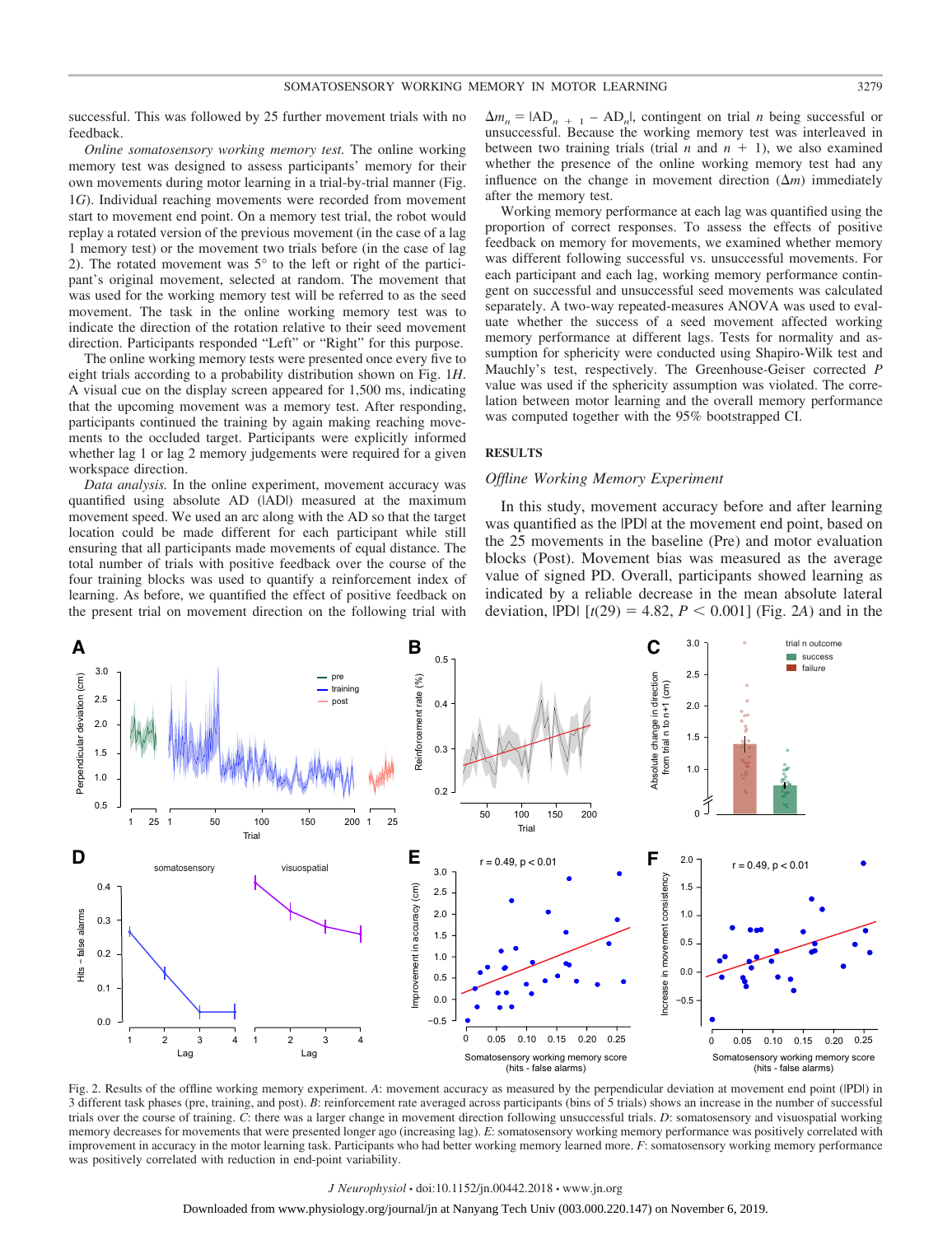successful. This was followed by 25 further movement trials with no feedback.

*Online somatosensory working memory test.* The online working memory test was designed to assess participants' memory for their own movements during motor learning in a trial-by-trial manner (Fig. 1*G*). Individual reaching movements were recorded from movement start to movement end point. On a memory test trial, the robot would replay a rotated version of the previous movement (in the case of a lag 1 memory test) or the movement two trials before (in the case of lag 2). The rotated movement was 5° to the left or right of the participant's original movement, selected at random. The movement that was used for the working memory test will be referred to as the seed movement. The task in the online working memory test was to indicate the direction of the rotated movement relative to their seed movement direction. Participants responded "Left" or "Right" for this purpose.

The online working memory tests were presented once every five to eight trials according to a probability distribution shown on Fig. 1*H*. A visual cue on the display screen appeared for 1,500 ms, indicating that the upcoming movement was a memory test. After responding, participants continued the training by again making reaching movements to the occluded target. Participants were explicitly informed whether lag 1 or lag 2 memory judgements were required for a given workspace direction.

*Data analysis.* In the online experiment, movement accuracy was quantified using absolute AD (|AD|) measured at the maximum movement speed. We used an arc along with the AD so that the target location could be made different for each participant while still ensuring that all participants made movements of equal distance. The total number of trials with positive feedback over the course of the four training blocks was used to quantify a reinforcement index of learning. As before, we quantified the effect of positive feedback on the present trial on movement direction on the following trial with $\Delta m_n = |AD_{n+1} - AD_n|$, contingent on trial $n$ being successful or unsuccessful. Because the working memory test was interleaved in between two training trials (trial $n$ and $n + 1$), we also examined whether the presence of the online working memory test had any influence on the change in movement direction ($\Delta m$) immediately after the memory test.

Working memory performance at each lag was quantified using the proportion of correct responses. To assess the effects of positive feedback on memory for movements, we examined whether memory was different following successful vs. unsuccessful movements. For each participant and each lag, working memory performance contingent on successful and unsuccessful seed movements was calculated separately. A two-way repeated-measures ANOVA was used to evaluate whether the success of a seed movement affected working memory performance at different lags. Tests for normality and assumption for sphericity were conducted using Shapiro-Wilk test and Mauchly's test, respectively. The Greenhouse-Geiser corrected $P$ value was used if the sphericity assumption was violated. The correlation between motor learning and the overall memory performance was computed together with the 95% bootstrapped CI.

## RESULTS

### *Offline Working Memory Experiment*

In this study, movement accuracy before and after learning was quantified as the |PD| at the movement end point, based on the 25 movements in the baseline (Pre) and motor evaluation blocks (Post). Movement bias was measured as the average value of signed PD. Overall, participants showed learning as indicated by a reliable decrease in the mean absolute lateral deviation, |PD| [$t(29) = 4.82$, $P < 0.001$] (Fig. 2*A*) and in the

Fig. 2. Results of the offline working memory experiment. *A*: movement accuracy as measured by the perpendicular deviation at movement end point (|PD|) in 3 different task phases (pre, training, and post). *B*: reinforcement rate averaged across participants (bins of 5 trials) shows an increase in the number of successful trials over the course of training. *C*: there was a larger change in movement direction following unsuccessful trials. *D*: somatosensory and visuospatial working memory decreases for movements that were presented longer ago (increasing lag). *E*: somatosensory working memory performance was positively correlated with improvement in accuracy in the motor learning task. Participants who had better working memory learned more. *F*: somatosensory working memory performance was positively correlated with reduction in end-point variability.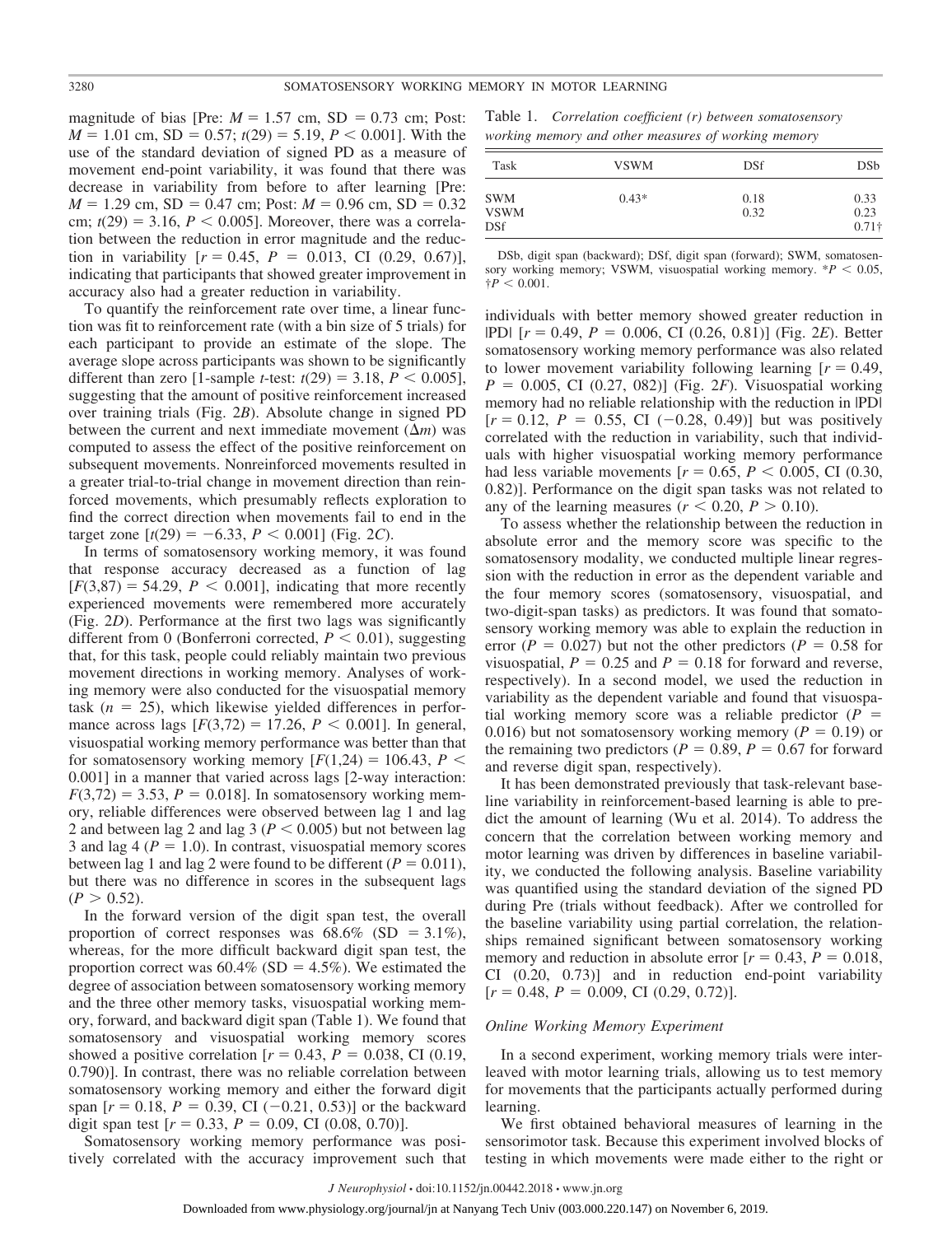magnitude of bias [Pre: $M = 1.57$ cm, SD = 0.73 cm; Post: $M = 1.01$ cm, SD = 0.57; $t(29) = 5.19$, $P < 0.001$]. With the use of the standard deviation of signed PD as a measure of movement end-point variability, it was found that there was decrease in variability from before to after learning [Pre: $M = 1.29$ cm, SD = 0.47 cm; Post: $M = 0.96$ cm, SD = 0.32 cm; $t(29) = 3.16$, $P < 0.005$]. Moreover, there was a correlation between the reduction in error magnitude and the reduction in variability [$r = 0.45$, $P = 0.013$, CI (0.29, 0.67)], indicating that participants that showed greater improvement in accuracy also had a greater reduction in variability.

To quantify the reinforcement rate over time, a linear function was fit to reinforcement rate (with a bin size of 5 trials) for each participant to provide an estimate of the slope. The average slope across participants was shown to be significantly different than zero [1-sample *t*-test: $t(29) = 3.18$, $P < 0.005$], suggesting that the amount of positive reinforcement increased over training trials (Fig. 2*B*). Absolute change in signed PD between the current and next immediate movement ($\Delta m$) was computed to assess the effect of the positive reinforcement on subsequent movements. Nonreinforced movements resulted in a greater trial-to-trial change in movement direction than reinforced movements, which presumably reflects exploration to find the correct direction when movements fail to end in the target zone [$t(29) = -6.33$, $P < 0.001$] (Fig. 2*C*).

In terms of somatosensory working memory, it was found that response accuracy decreased as a function of lag [$F(3,87) = 54.29$, $P < 0.001$], indicating that more recently experienced movements were remembered more accurately (Fig. 2*D*). Performance at the first two lags was significantly different from 0 (Bonferroni corrected, $P < 0.01$), suggesting that, for this task, people could reliably maintain two previous movement directions in working memory. Analyses of working memory were also conducted for the visuospatial memory task ($n = 25$), which likewise yielded differences in performance across lags [$F(3,72) = 17.26$, $P < 0.001$]. In general, visuospatial working memory performance was better than that for somatosensory working memory [$F(1,24) = 106.43$, $P < 0.001$] in a manner that varied across lags [2-way interaction: $F(3,72) = 3.53$, $P = 0.018$]. In somatosensory working memory, reliable differences were observed between lag 1 and lag 2 and between lag 2 and lag 3 ($P < 0.005$) but not between lag 3 and lag 4 ($P = 1.0$). In contrast, visuospatial memory scores between lag 1 and lag 2 were found to be different ($P = 0.011$), but there was no difference in scores in the subsequent lags ($P > 0.52$).

In the forward version of the digit span test, the overall proportion of correct responses was 68.6% (SD = 3.1%), whereas, for the more difficult backward digit span test, the proportion correct was 60.4% (SD = 4.5%). We estimated the degree of association between somatosensory working memory and the three other memory tasks, visuospatial working memory, forward, and backward digit span (Table 1). We found that somatosensory and visuospatial working memory scores showed a positive correlation [$r = 0.43$, $P = 0.038$, CI (0.19, 0.790)]. In contrast, there was no reliable correlation between somatosensory working memory and either the forward digit span [$r = 0.18$, $P = 0.39$, CI (−0.21, 0.53)] or the backward digit span test [$r = 0.33$, $P = 0.09$, CI (0.08, 0.70)].

Somatosensory working memory performance was positively correlated with the accuracy improvement such that individuals with better memory showed greater reduction in |PD| [$r = 0.49$, $P = 0.006$, CI (0.26, 0.81)] (Fig. 2*E*). Better somatosensory working memory performance was also related to lower movement variability following learning [$r = 0.49$, $P = 0.005$, CI (0.27, 082)] (Fig. 2*F*). Visuospatial working memory had no reliable relationship with the reduction in |PD| [$r = 0.12$, $P = 0.55$, CI (−0.28, 0.49)] but was positively correlated with the reduction in variability, such that individuals with higher visuospatial working memory performance had less variable movements [$r = 0.65$, $P < 0.005$, CI (0.30, 0.82)]. Performance on the digit span tasks was not related to any of the learning measures ($r < 0.20$, $P > 0.10$).

Table 1. *Correlation coefficient (r) between somatosensory working memory and other measures of working memory*

| Task | VSWM | DSf | DSb |
|---|---|---|---|
| SWM | 0.43* | 0.18 | 0.33 |
| VSWM | | 0.32 | 0.23 |
| DSf | | | 0.71† |

DSb, digit span (backward); DSf, digit span (forward); SWM, somatosensory working memory; VSWM, visuospatial working memory. \*$P < 0.05$, †$P < 0.001$.

To assess whether the relationship between the reduction in absolute error and the memory score was specific to the somatosensory modality, we conducted multiple linear regression with the reduction in error as the dependent variable and the four memory scores (somatosensory, visuospatial, and two-digit-span tasks) as predictors. It was found that somatosensory working memory was able to explain the reduction in error ($P = 0.027$) but not the other predictors ($P = 0.58$ for visuospatial, $P = 0.25$ and $P = 0.18$ for forward and reverse, respectively). In a second model, we used the reduction in variability as the dependent variable and found that visuospatial working memory score was a reliable predictor ($P = 0.016$) but not somatosensory working memory ($P = 0.19$) or the remaining two predictors ($P = 0.89$, $P = 0.67$ for forward and reverse digit span, respectively).

It has been demonstrated previously that task-relevant baseline variability in reinforcement-based learning is able to predict the amount of learning (Wu et al. 2014). To address the concern that the correlation between working memory and motor learning was driven by differences in baseline variability, we conducted the following analysis. Baseline variability was quantified using the standard deviation of the signed PD during Pre (trials without feedback). After we controlled for the baseline variability using partial correlation, the relationships remained significant between somatosensory working memory and reduction in absolute error [$r = 0.43$, $P = 0.018$, CI (0.20, 0.73)] and in reduction end-point variability [$r = 0.48$, $P = 0.009$, CI (0.29, 0.72)].

### *Online Working Memory Experiment*

In a second experiment, working memory trials were interleaved with motor learning trials, allowing us to test memory for movements that the participants actually performed during learning.

We first obtained behavioral measures of learning in the sensorimotor task. Because this experiment involved blocks of testing in which movements were made either to the right or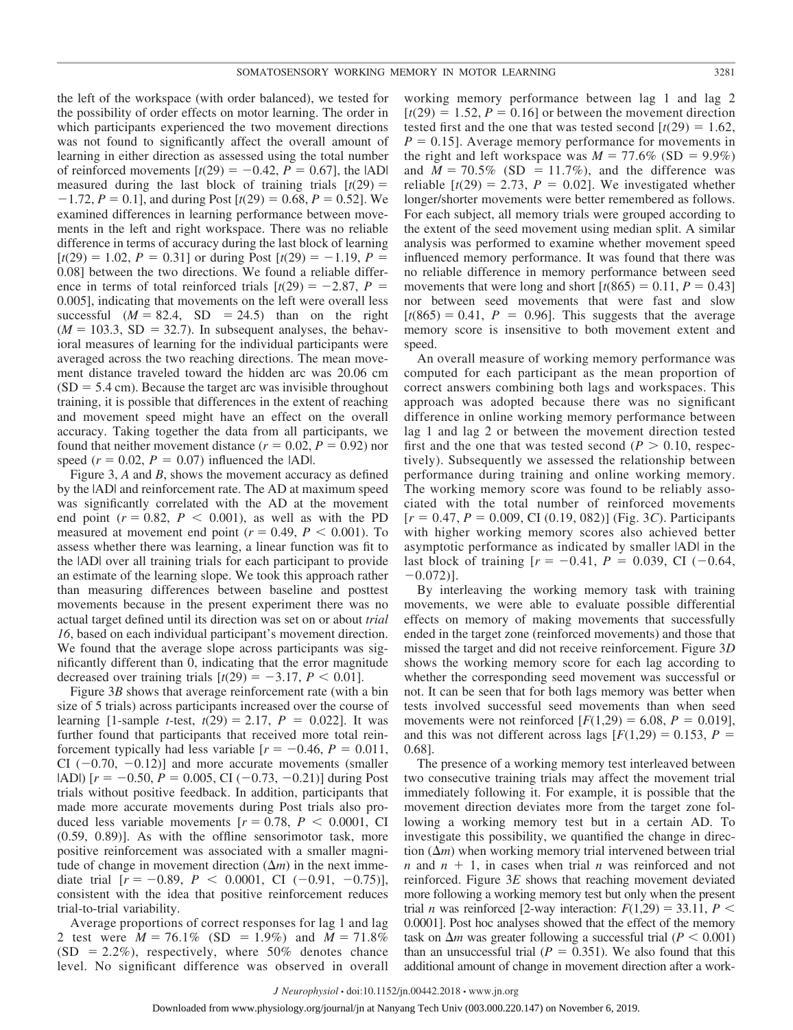the left of the workspace (with order balanced), we tested for the possibility of order effects on motor learning. The order in which participants experienced the two movement directions was not found to significantly affect the overall amount of learning in either direction as assessed using the total number of reinforced movements [$t(29) = -0.42$, $P = 0.67$], the |AD| measured during the last block of training trials [$t(29) = -1.72$, $P = 0.1$], and during Post [$t(29) = 0.68$, $P = 0.52$]. We examined differences in learning performance between movements in the left and right workspace. There was no reliable difference in terms of accuracy during the last block of learning [$t(29) = 1.02$, $P = 0.31$] or during Post [$t(29) = -1.19$, $P = 0.08$] between the two directions. We found a reliable difference in terms of total reinforced trials [$t(29) = -2.87$, $P = 0.005$], indicating that movements on the left were overall less successful ($M = 82.4$, SD $= 24.5$) than on the right ($M = 103.3$, SD $= 32.7$). In subsequent analyses, the behavioral measures of learning for the individual participants were averaged across the two reaching directions. The mean movement distance traveled toward the hidden arc was 20.06 cm (SD $= 5.4$ cm). Because the target arc was invisible throughout training, it is possible that differences in the extent of reaching and movement speed might have an effect on the overall accuracy. Taking together the data from all participants, we found that neither movement distance ($r = 0.02$, $P = 0.92$) nor speed ($r = 0.02$, $P = 0.07$) influenced the |AD|.

Figure 3, *A* and *B*, shows the movement accuracy as defined by the |AD| and reinforcement rate. The AD at maximum speed was significantly correlated with the AD at the movement end point ($r = 0.82$, $P < 0.001$), as well as with the PD measured at movement end point ($r = 0.49$, $P < 0.001$). To assess whether there was learning, a linear function was fit to the |AD| over all training trials for each participant to provide an estimate of the learning slope. We took this approach rather than measuring differences between baseline and posttest movements because in the present experiment there was no actual target defined until its direction was set on or about *trial 16*, based on each individual participant's movement direction. We found that the average slope across participants was significantly different than 0, indicating that the error magnitude decreased over training trials [$t(29) = -3.17$, $P < 0.01$].

Figure 3*B* shows that average reinforcement rate (with a bin size of 5 trials) across participants increased over the course of learning [1-sample *t*-test, $t(29) = 2.17$, $P = 0.022$]. It was further found that participants that received more total reinforcement typically had less variable [$r = -0.46$, $P = 0.011$, CI ($-0.70$, $-0.12$)] and more accurate movements (smaller |AD|) [$r = -0.50$, $P = 0.005$, CI ($-0.73$, $-0.21$)] during Post trials without positive feedback. In addition, participants that made more accurate movements during Post trials also produced less variable movements [$r = 0.78$, $P < 0.0001$, CI (0.59, 0.89)]. As with the offline sensorimotor task, more positive reinforcement was associated with a smaller magnitude of change in movement direction ($\Delta m$) in the next immediate trial [$r = -0.89$, $P < 0.0001$, CI ($-0.91$, $-0.75$)], consistent with the idea that positive reinforcement reduces trial-to-trial variability.

Average proportions of correct responses for lag 1 and lag 2 test were $M = 76.1\%$ (SD $= 1.9\%$) and $M = 71.8\%$ (SD $= 2.2\%$), respectively, where 50% denotes chance level. No significant difference was observed in overall working memory performance between lag 1 and lag 2 [$t(29) = 1.52$, $P = 0.16$] or between the movement direction tested first and the one that was tested second [$t(29) = 1.62$, $P = 0.15$]. Average memory performance for movements in the right and left workspace was $M = 77.6\%$ (SD $= 9.9\%$) and $M = 70.5\%$ (SD $= 11.7\%$), and the difference was reliable [$t(29) = 2.73$, $P = 0.02$]. We investigated whether longer/shorter movements were better remembered as follows. For each subject, all memory trials were grouped according to the extent of the seed movement using median split. A similar analysis was performed to examine whether movement speed influenced memory performance. It was found that there was no reliable difference in memory performance between seed movements that were long and short [$t(865) = 0.11$, $P = 0.43$] nor between seed movements that were fast and slow [$t(865) = 0.41$, $P = 0.96$]. This suggests that the average memory score is insensitive to both movement extent and speed.

An overall measure of working memory performance was computed for each participant as the mean proportion of correct answers combining both lags and workspaces. This approach was adopted because there was no significant difference in online working memory performance between lag 1 and lag 2 or between the movement direction tested first and the one that was tested second ($P > 0.10$, respectively). Subsequently we assessed the relationship between performance during training and online working memory. The working memory score was found to be reliably associated with the total number of reinforced movements [$r = 0.47$, $P = 0.009$, CI (0.19, 082)] (Fig. 3*C*). Participants with higher working memory scores also achieved better asymptotic performance as indicated by smaller |AD| in the last block of training [$r = -0.41$, $P = 0.039$, CI ($-0.64$, $-0.072$)].

By interleaving the working memory task with training movements, we were able to evaluate possible differential effects on memory of making movements that successfully ended in the target zone (reinforced movements) and those that missed the target and did not receive reinforcement. Figure 3*D* shows the working memory score for each lag according to whether the corresponding seed movement was successful or not. It can be seen that for both lags memory was better when tests involved successful seed movements than when seed movements were not reinforced [$F(1,29) = 6.08$, $P = 0.019$], and this was not different across lags [$F(1,29) = 0.153$, $P = 0.68$].

The presence of a working memory test interleaved between two consecutive training trials may affect the movement trial immediately following it. For example, it is possible that the movement direction deviates more from the target zone following a working memory test but in a certain AD. To investigate this possibility, we quantified the change in direction ($\Delta m$) when working memory trial intervened between trial $n$ and $n + 1$, in cases when trial $n$ was reinforced and not reinforced. Figure 3*E* shows that reaching movement deviated more following a working memory test but only when the present trial $n$ was reinforced [2-way interaction: $F(1,29) = 33.11$, $P < 0.0001$]. Post hoc analyses showed that the effect of the memory task on $\Delta m$ was greater following a successful trial ($P < 0.001$) than an unsuccessful trial ($P = 0.351$). We also found that this additional amount of change in movement direction after a work-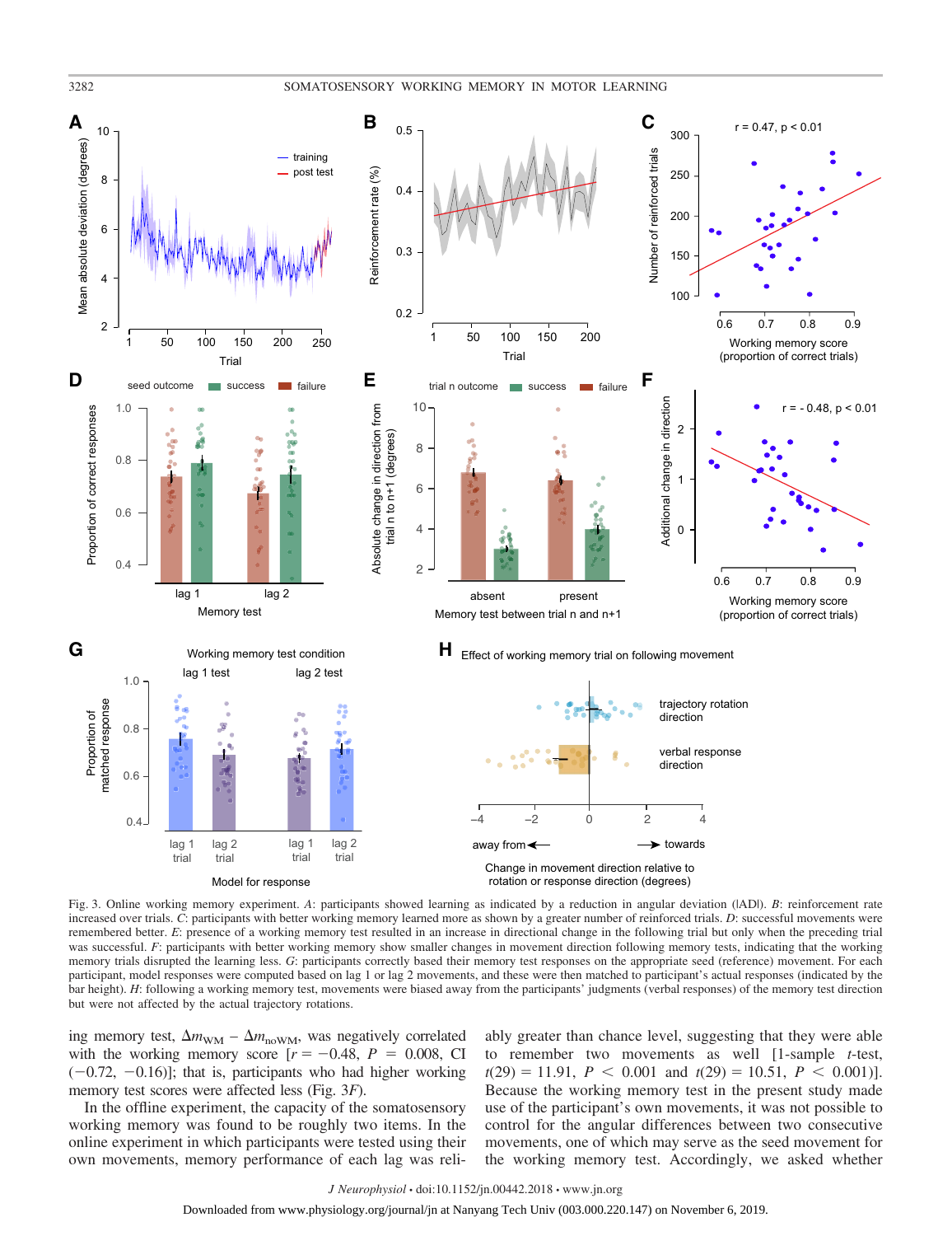Fig. 3. Online working memory experiment. *A*: participants showed learning as indicated by a reduction in angular deviation (|AD|). *B*: reinforcement rate increased over trials. *C*: participants with better working memory learned more as shown by a greater number of reinforced trials. *D*: successful movements were remembered better. *E*: presence of a working memory test resulted in an increase in directional change in the following trial but only when the preceding trial was successful. *F*: participants with better working memory show smaller changes in movement direction following memory tests, indicating that the working memory trials disrupted the learning less. *G*: participants correctly based their memory test responses on the appropriate seed (reference) movement. For each participant, model responses were computed based on lag 1 or lag 2 movements, and these were then matched to participant's actual responses (indicated by the bar height). *H*: following a working memory test, movements were biased away from the participants' judgments (verbal responses) of the memory test direction but were not affected by the actual trajectory rotations.

ing memory test, $\Delta m_{\mathrm{WM}} - \Delta m_{\mathrm{noWM}}$, was negatively correlated with the working memory score [$r = -0.48$, $P = 0.008$, CI ($-0.72$, $-0.16$)]; that is, participants who had higher working memory test scores were affected less (Fig. 3*F*).

In the offline experiment, the capacity of the somatosensory working memory was found to be roughly two items. In the online experiment in which participants were tested using their own movements, memory performance of each lag was reliably greater than chance level, suggesting that they were able to remember two movements as well [1-sample *t*-test, $t(29) = 11.91$, $P < 0.001$ and $t(29) = 10.51$, $P < 0.001$)]. Because the working memory test in the present study made use of the participant's own movements, it was not possible to control for the angular differences between two consecutive movements, one of which may serve as the seed movement for the working memory test. Accordingly, we asked whether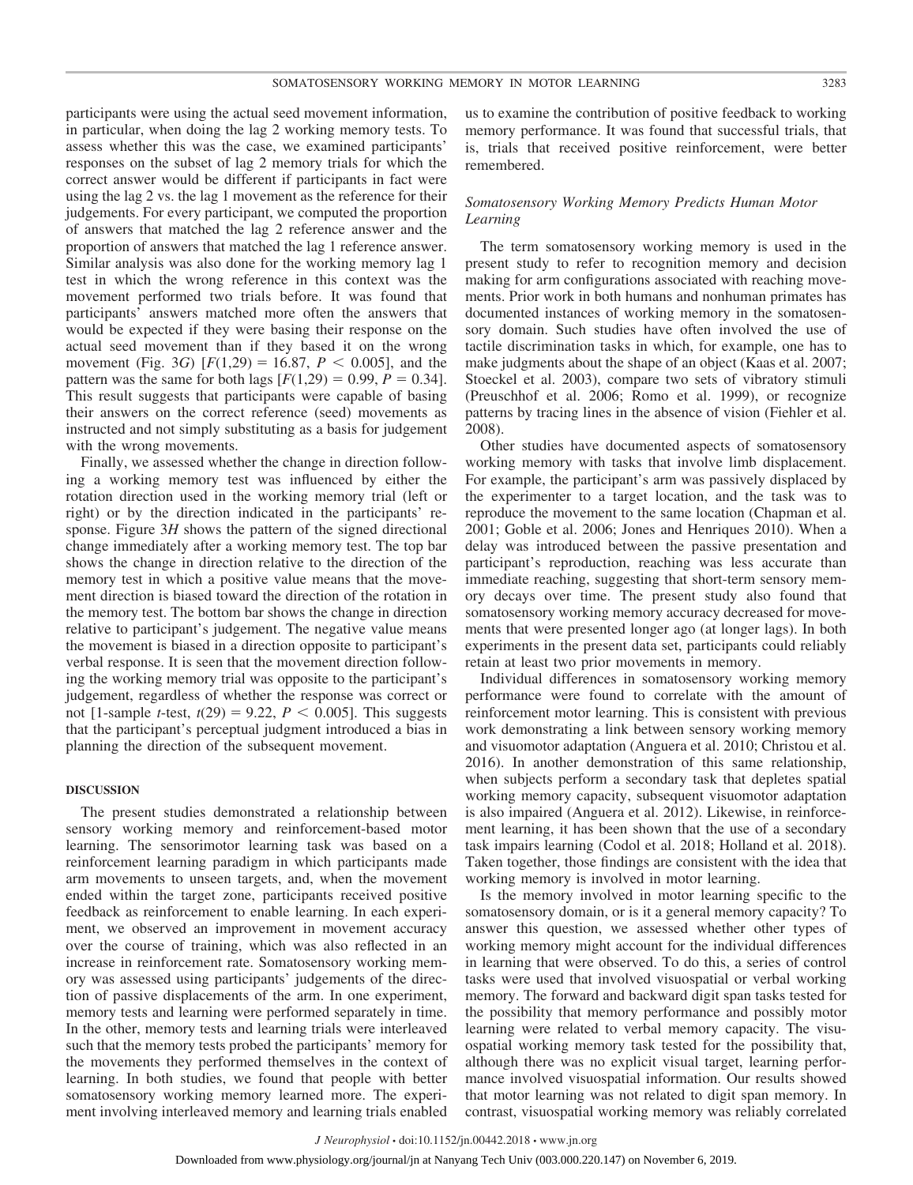participants were using the actual seed movement information, in particular, when doing the lag 2 working memory tests. To assess whether this was the case, we examined participants' responses on the subset of lag 2 memory trials for which the correct answer would be different if participants in fact were using the lag 2 vs. the lag 1 movement as the reference for their judgements. For every participant, we computed the proportion of answers that matched the lag 2 reference answer and the proportion of answers that matched the lag 1 reference answer. Similar analysis was also done for the working memory lag 1 test in which the wrong reference in this context was the movement performed two trials before. It was found that participants' answers matched more often the answers that would be expected if they were basing their response on the actual seed movement than if they based it on the wrong movement (Fig. 3*G*) [$F(1,29) = 16.87$, $P < 0.005$], and the pattern was the same for both lags [$F(1,29) = 0.99$, $P = 0.34$]. This result suggests that participants were capable of basing their answers on the correct reference (seed) movements as instructed and not simply substituting as a basis for judgement with the wrong movements.

Finally, we assessed whether the change in direction following a working memory test was influenced by either the rotation direction used in the working memory trial (left or right) or by the direction indicated in the participants' response. Figure 3*H* shows the pattern of the signed directional change immediately after a working memory test. The top bar shows the change in direction relative to the direction of the memory test in which a positive value means that the movement direction is biased toward the direction of the rotation in the memory test. The bottom bar shows the change in direction relative to participant's judgement. The negative value means the movement is biased in a direction opposite to participant's verbal response. It is seen that the movement direction following the working memory trial was opposite to the participant's judgement, regardless of whether the response was correct or not [1-sample *t*-test, $t(29) = 9.22$, $P < 0.005$]. This suggests that the participant's perceptual judgment introduced a bias in planning the direction of the subsequent movement.

## DISCUSSION

The present studies demonstrated a relationship between sensory working memory and reinforcement-based motor learning. The sensorimotor learning task was based on a reinforcement learning paradigm in which participants made arm movements to unseen targets, and, when the movement ended within the target zone, participants received positive feedback as reinforcement to enable learning. In each experiment, we observed an improvement in movement accuracy over the course of training, which was also reflected in an increase in reinforcement rate. Somatosensory working memory was assessed using participants' judgements of the direction of passive displacements of the arm. In one experiment, memory tests and learning were performed separately in time. In the other, memory tests and learning trials were interleaved such that the memory tests probed the participants' memory for the movements they performed themselves in the context of learning. In both studies, we found that people with better somatosensory working memory learned more. The experiment involving interleaved memory and learning trials enabled us to examine the contribution of positive feedback to working memory performance. It was found that successful trials, that is, trials that received positive reinforcement, were better remembered.

### *Somatosensory Working Memory Predicts Human Motor Learning*

The term somatosensory working memory is used in the present study to refer to recognition memory and decision making for arm configurations associated with reaching movements. Prior work in both humans and nonhuman primates has documented instances of working memory in the somatosensory domain. Such studies have often involved the use of tactile discrimination tasks in which, for example, one has to make judgments about the shape of an object (Kaas et al. 2007; Stoeckel et al. 2003), compare two sets of vibratory stimuli (Preuschhof et al. 2006; Romo et al. 1999), or recognize patterns by tracing lines in the absence of vision (Fiehler et al. 2008).

Other studies have documented aspects of somatosensory working memory with tasks that involve limb displacement. For example, the participant's arm was passively displaced by the experimenter to a target location, and the task was to reproduce the movement to the same location (Chapman et al. 2001; Goble et al. 2006; Jones and Henriques 2010). When a delay was introduced between the passive presentation and participant's reproduction, reaching was less accurate than immediate reaching, suggesting that short-term sensory memory decays over time. The present study also found that somatosensory working memory accuracy decreased for movements that were presented longer ago (at longer lags). In both experiments in the present data set, participants could reliably retain at least two prior movements in memory.

Individual differences in somatosensory working memory performance were found to correlate with the amount of reinforcement motor learning. This is consistent with previous work demonstrating a link between sensory working memory and visuomotor adaptation (Anguera et al. 2010; Christou et al. 2016). In another demonstration of this same relationship, when subjects perform a secondary task that depletes spatial working memory capacity, subsequent visuomotor adaptation is also impaired (Anguera et al. 2012). Likewise, in reinforcement learning, it has been shown that the use of a secondary task impairs learning (Codol et al. 2018; Holland et al. 2018). Taken together, those findings are consistent with the idea that working memory is involved in motor learning.

Is the memory involved in motor learning specific to the somatosensory domain, or is it a general memory capacity? To answer this question, we assessed whether other types of working memory might account for the individual differences in learning that were observed. To do this, a series of control tasks were used that involved visuospatial or verbal working memory. The forward and backward digit span tasks tested for the possibility that memory performance and possibly motor learning were related to verbal memory capacity. The visuospatial working memory task tested for the possibility that, although there was no explicit visual target, learning performance involved visuospatial information. Our results showed that motor learning was not related to digit span memory. In contrast, visuospatial working memory was reliably correlated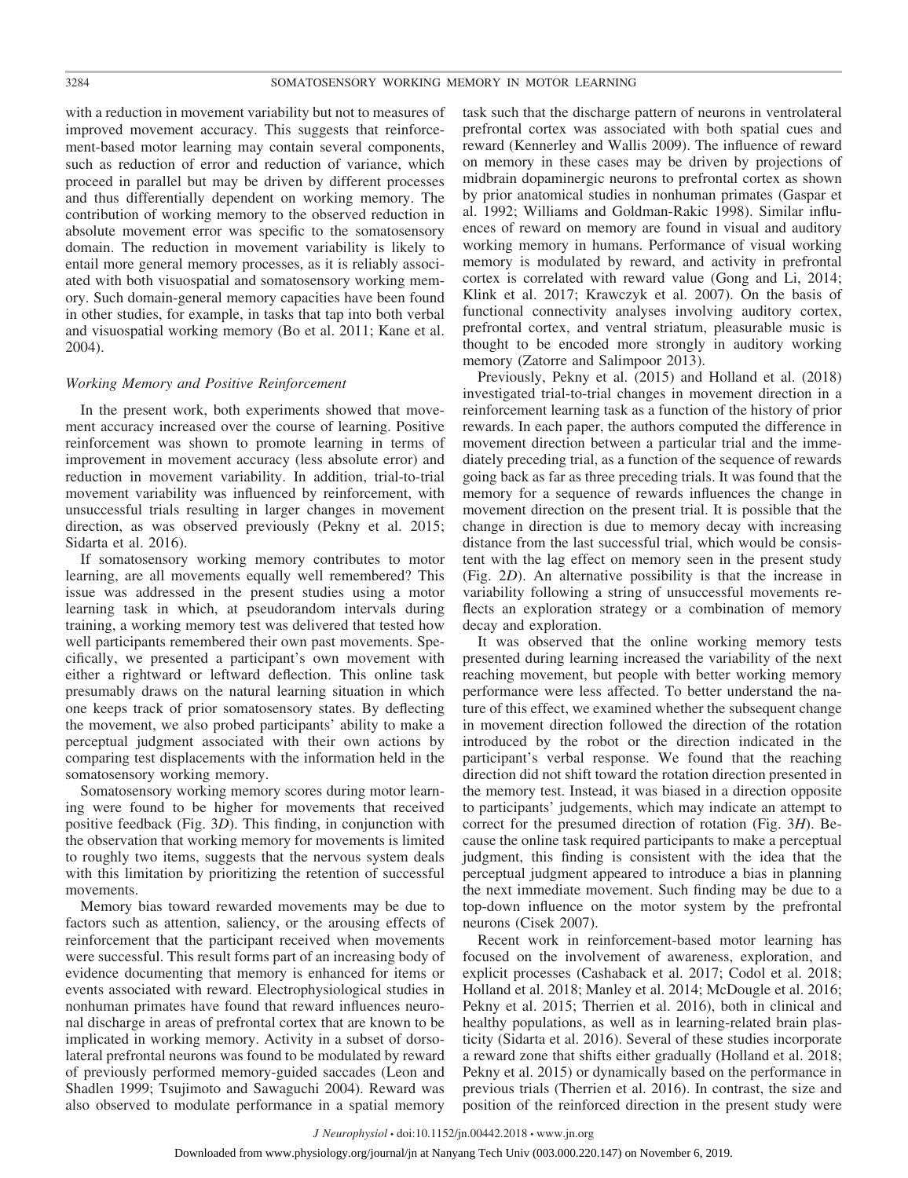with a reduction in movement variability but not to measures of improved movement accuracy. This suggests that reinforcement-based motor learning may contain several components, such as reduction of error and reduction of variance, which proceed in parallel but may be driven by different processes and thus differentially dependent on working memory. The contribution of working memory to the observed reduction in absolute movement error was specific to the somatosensory domain. The reduction in movement variability is likely to entail more general memory processes, as it is reliably associated with both visuospatial and somatosensory working memory. Such domain-general memory capacities have been found in other studies, for example, in tasks that tap into both verbal and visuospatial working memory (Bo et al. 2011; Kane et al. 2004).

### *Working Memory and Positive Reinforcement*

In the present work, both experiments showed that movement accuracy increased over the course of learning. Positive reinforcement was shown to promote learning in terms of improvement in movement accuracy (less absolute error) and reduction in movement variability. In addition, trial-to-trial movement variability was influenced by reinforcement, with unsuccessful trials resulting in larger changes in movement direction, as was observed previously (Pekny et al. 2015; Sidarta et al. 2016).

If somatosensory working memory contributes to motor learning, are all movements equally well remembered? This issue was addressed in the present studies using a motor learning task in which, at pseudorandom intervals during training, a working memory test was delivered that tested how well participants remembered their own past movements. Specifically, we presented a participant's own movement with either a rightward or leftward deflection. This online task presumably draws on the natural learning situation in which one keeps track of prior somatosensory states. By deflecting the movement, we also probed participants' ability to make a perceptual judgment associated with their own actions by comparing test displacements with the information held in the somatosensory working memory.

Somatosensory working memory scores during motor learning were found to be higher for movements that received positive feedback (Fig. 3*D*). This finding, in conjunction with the observation that working memory for movements is limited to roughly two items, suggests that the nervous system deals with this limitation by prioritizing the retention of successful movements.

Memory bias toward rewarded movements may be due to factors such as attention, saliency, or the arousing effects of reinforcement that the participant received when movements were successful. This result forms part of an increasing body of evidence documenting that memory is enhanced for items or events associated with reward. Electrophysiological studies in nonhuman primates have found that reward influences neuronal discharge in areas of prefrontal cortex that are known to be implicated in working memory. Activity in a subset of dorsolateral prefrontal neurons was found to be modulated by reward of previously performed memory-guided saccades (Leon and Shadlen 1999; Tsujimoto and Sawaguchi 2004). Reward was also observed to modulate performance in a spatial memory task such that the discharge pattern of neurons in ventrolateral prefrontal cortex was associated with both spatial cues and reward (Kennerley and Wallis 2009). The influence of reward on memory in these cases may be driven by projections of midbrain dopaminergic neurons to prefrontal cortex as shown by prior anatomical studies in nonhuman primates (Gaspar et al. 1992; Williams and Goldman-Rakic 1998). Similar influences of reward on memory are found in visual and auditory working memory in humans. Performance of visual working memory is modulated by reward, and activity in prefrontal cortex is correlated with reward value (Gong and Li, 2014; Klink et al. 2017; Krawczyk et al. 2007). On the basis of functional connectivity analyses involving auditory cortex, prefrontal cortex, and ventral striatum, pleasurable music is thought to be encoded more strongly in auditory working memory (Zatorre and Salimpoor 2013).

Previously, Pekny et al. (2015) and Holland et al. (2018) investigated trial-to-trial changes in movement direction in a reinforcement learning task as a function of the history of prior rewards. In each paper, the authors computed the difference in movement direction between a particular trial and the immediately preceding trial, as a function of the sequence of rewards going back as far as three preceding trials. It was found that the memory for a sequence of rewards influences the change in movement direction on the present trial. It is possible that the change in direction is due to memory decay with increasing distance from the last successful trial, which would be consistent with the lag effect on memory seen in the present study (Fig. 2*D*). An alternative possibility is that the increase in variability following a string of unsuccessful movements reflects an exploration strategy or a combination of memory decay and exploration.

It was observed that the online working memory tests presented during learning increased the variability of the next reaching movement, but people with better working memory performance were less affected. To better understand the nature of this effect, we examined whether the subsequent change in movement direction followed the direction of the rotation introduced by the robot or the direction indicated in the participant's verbal response. We found that the reaching direction did not shift toward the rotation direction presented in the memory test. Instead, it was biased in a direction opposite to participants' judgements, which may indicate an attempt to correct for the presumed direction of rotation (Fig. 3*H*). Because the online task required participants to make a perceptual judgment, this finding is consistent with the idea that the perceptual judgment appeared to introduce a bias in planning the next immediate movement. Such finding may be due to a top-down influence on the motor system by the prefrontal neurons (Cisek 2007).

Recent work in reinforcement-based motor learning has focused on the involvement of awareness, exploration, and explicit processes (Cashaback et al. 2017; Codol et al. 2018; Holland et al. 2018; Manley et al. 2014; McDougle et al. 2016; Pekny et al. 2015; Therrien et al. 2016), both in clinical and healthy populations, as well as in learning-related brain plasticity (Sidarta et al. 2016). Several of these studies incorporate a reward zone that shifts either gradually (Holland et al. 2018; Pekny et al. 2015) or dynamically based on the performance in previous trials (Therrien et al. 2016). In contrast, the size and position of the reinforced direction in the present study were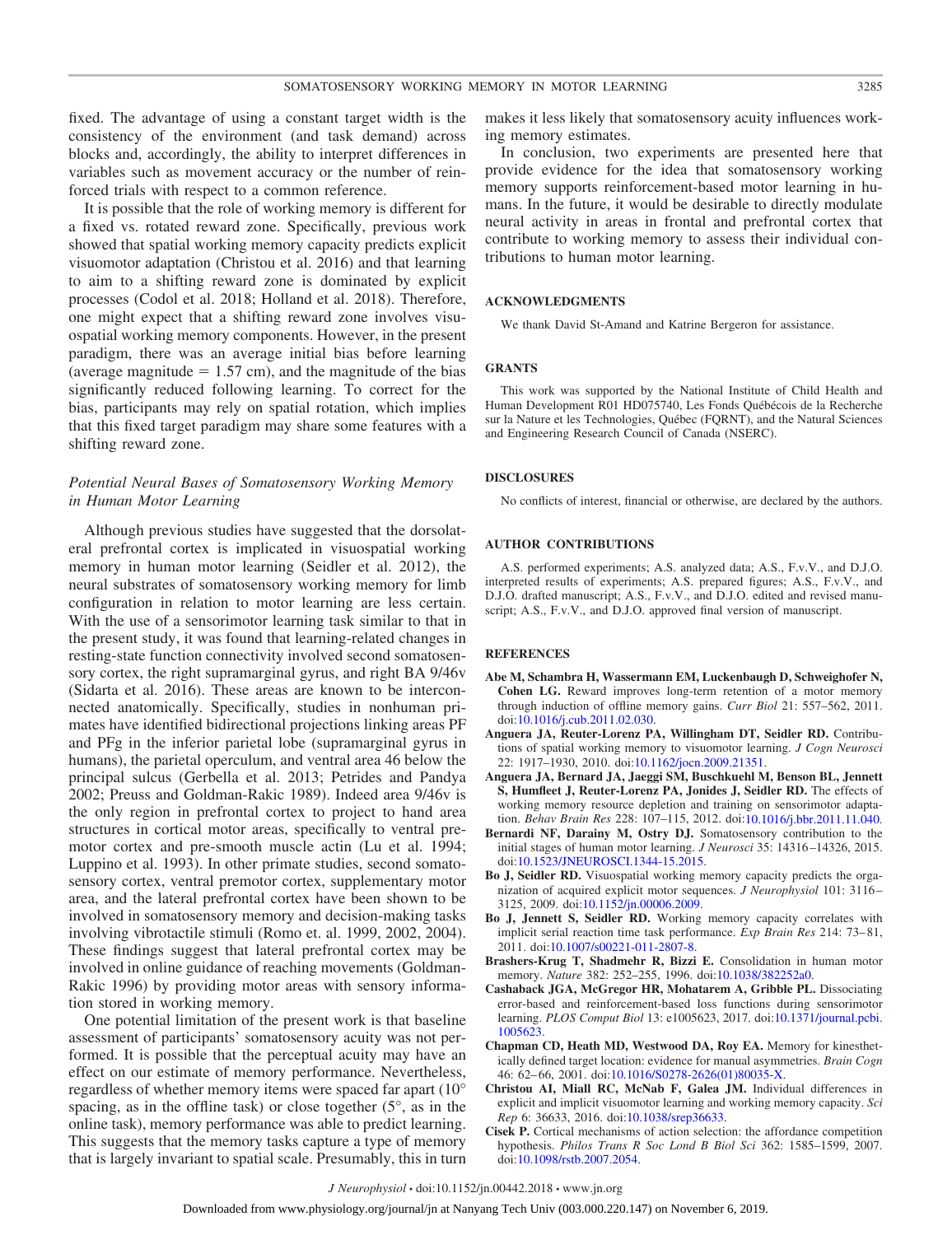fixed. The advantage of using a constant target width is the consistency of the environment (and task demand) across blocks and, accordingly, the ability to interpret differences in variables such as movement accuracy or the number of reinforced trials with respect to a common reference.

It is possible that the role of working memory is different for a fixed vs. rotated reward zone. Specifically, previous work showed that spatial working memory capacity predicts explicit visuomotor adaptation (Christou et al. 2016) and that learning to aim to a shifting reward zone is dominated by explicit processes (Codol et al. 2018; Holland et al. 2018). Therefore, one might expect that a shifting reward zone involves visuospatial working memory components. However, in the present paradigm, there was an average initial bias before learning (average magnitude = 1.57 cm), and the magnitude of the bias significantly reduced following learning. To correct for the bias, participants may rely on spatial rotation, which implies that this fixed target paradigm may share some features with a shifting reward zone.

### *Potential Neural Bases of Somatosensory Working Memory in Human Motor Learning*

Although previous studies have suggested that the dorsolateral prefrontal cortex is implicated in visuospatial working memory in human motor learning (Seidler et al. 2012), the neural substrates of somatosensory working memory for limb configuration in relation to motor learning are less certain. With the use of a sensorimotor learning task similar to that in the present study, it was found that learning-related changes in resting-state function connectivity involved second somatosensory cortex, the right supramarginal gyrus, and right BA 9/46v (Sidarta et al. 2016). These areas are known to be interconnected anatomically. Specifically, studies in nonhuman primates have identified bidirectional projections linking areas PF and PFg in the inferior parietal lobe (supramarginal gyrus in humans), the parietal operculum, and ventral area 46 below the principal sulcus (Gerbella et al. 2013; Petrides and Pandya 2002; Preuss and Goldman-Rakic 1989). Indeed area 9/46v is the only region in prefrontal cortex to project to hand area structures in cortical motor areas, specifically to ventral premotor cortex and pre-smooth muscle actin (Lu et al. 1994; Luppino et al. 1993). In other primate studies, second somatosensory cortex, ventral premotor cortex, supplementary motor area, and the lateral prefrontal cortex have been shown to be involved in somatosensory memory and decision-making tasks involving vibrotactile stimuli (Romo et. al. 1999, 2002, 2004). These findings suggest that lateral prefrontal cortex may be involved in online guidance of reaching movements (Goldman-Rakic 1996) by providing motor areas with sensory information stored in working memory.

One potential limitation of the present work is that baseline assessment of participants' somatosensory acuity was not performed. It is possible that the perceptual acuity may have an effect on our estimate of memory performance. Nevertheless, regardless of whether memory items were spaced far apart (10° spacing, as in the offline task) or close together (5°, as in the online task), memory performance was able to predict learning. This suggests that the memory tasks capture a type of memory that is largely invariant to spatial scale. Presumably, this in turn makes it less likely that somatosensory acuity influences working memory estimates.

In conclusion, two experiments are presented here that provide evidence for the idea that somatosensory working memory supports reinforcement-based motor learning in humans. In the future, it would be desirable to directly modulate neural activity in areas in frontal and prefrontal cortex that contribute to working memory to assess their individual contributions to human motor learning.

## ACKNOWLEDGMENTS

We thank David St-Amand and Katrine Bergeron for assistance.

## GRANTS

This work was supported by the National Institute of Child Health and Human Development R01 HD075740, Les Fonds Québécois de la Recherche sur la Nature et les Technologies, Québec (FQRNT), and the Natural Sciences and Engineering Research Council of Canada (NSERC).

## DISCLOSURES

No conflicts of interest, financial or otherwise, are declared by the authors.

## AUTHOR CONTRIBUTIONS

A.S. performed experiments; A.S. analyzed data; A.S., F.v.V., and D.J.O. interpreted results of experiments; A.S. prepared figures; A.S., F.v.V., and D.J.O. drafted manuscript; A.S., F.v.V., and D.J.O. edited and revised manuscript; A.S., F.v.V., and D.J.O. approved final version of manuscript.

## REFERENCES

**Abe M, Schambra H, Wassermann EM, Luckenbaugh D, Schweighofer N, Cohen LG.** Reward improves long-term retention of a motor memory through induction of offline memory gains. *Curr Biol* 21: 557–562, 2011. doi:10.1016/j.cub.2011.02.030.

**Anguera JA, Reuter-Lorenz PA, Willingham DT, Seidler RD.** Contributions of spatial working memory to visuomotor learning. *J Cogn Neurosci* 22: 1917–1930, 2010. doi:10.1162/jocn.2009.21351.

**Anguera JA, Bernard JA, Jaeggi SM, Buschkuehl M, Benson BL, Jennett S, Humfleet J, Reuter-Lorenz PA, Jonides J, Seidler RD.** The effects of working memory resource depletion and training on sensorimotor adaptation. *Behav Brain Res* 228: 107–115, 2012. doi:10.1016/j.bbr.2011.11.040.

**Bernardi NF, Darainy M, Ostry DJ.** Somatosensory contribution to the initial stages of human motor learning. *J Neurosci* 35: 14316–14326, 2015. doi:10.1523/JNEUROSCI.1344-15.2015.

**Bo J, Seidler RD.** Visuospatial working memory capacity predicts the organization of acquired explicit motor sequences. *J Neurophysiol* 101: 3116–3125, 2009. doi:10.1152/jn.00006.2009.

**Bo J, Jennett S, Seidler RD.** Working memory capacity correlates with implicit serial reaction time task performance. *Exp Brain Res* 214: 73–81, 2011. doi:10.1007/s00221-011-2807-8.

**Brashers-Krug T, Shadmehr R, Bizzi E.** Consolidation in human motor memory. *Nature* 382: 252–255, 1996. doi:10.1038/382252a0.

**Cashaback JGA, McGregor HR, Mohatarem A, Gribble PL.** Dissociating error-based and reinforcement-based loss functions during sensorimotor learning. *PLOS Comput Biol* 13: e1005623, 2017. doi:10.1371/journal.pcbi.1005623.

**Chapman CD, Heath MD, Westwood DA, Roy EA.** Memory for kinesthetically defined target location: evidence for manual asymmetries. *Brain Cogn* 46: 62–66, 2001. doi:10.1016/S0278-2626(01)80035-X.

**Christou AI, Miall RC, McNab F, Galea JM.** Individual differences in explicit and implicit visuomotor learning and working memory capacity. *Sci Rep* 6: 36633, 2016. doi:10.1038/srep36633.

**Cisek P.** Cortical mechanisms of action selection: the affordance competition hypothesis. *Philos Trans R Soc Lond B Biol Sci* 362: 1585–1599, 2007. doi:10.1098/rstb.2007.2054.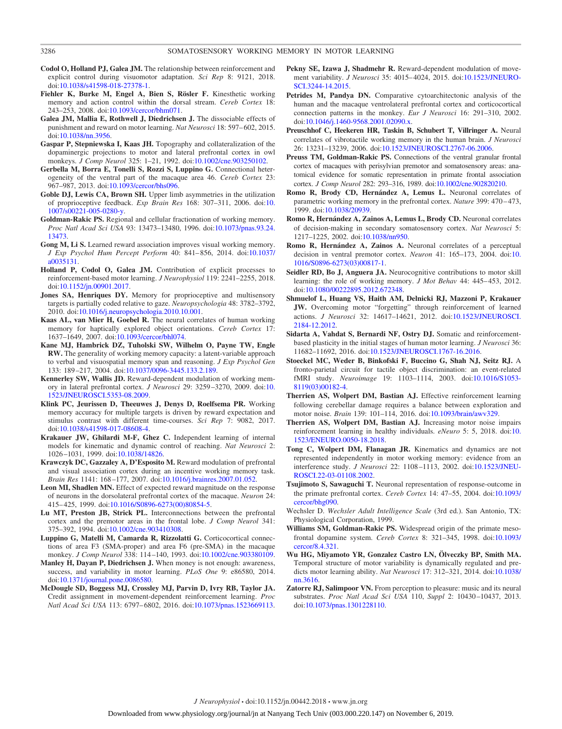**Codol O, Holland PJ, Galea JM.** The relationship between reinforcement and explicit control during visuomotor adaptation. *Sci Rep* 8: 9121, 2018. doi:10.1038/s41598-018-27378-1.

**Fiehler K, Burke M, Engel A, Bien S, Rösler F.** Kinesthetic working memory and action control within the dorsal stream. *Cereb Cortex* 18: 243–253, 2008. doi:10.1093/cercor/bhm071.

**Galea JM, Mallia E, Rothwell J, Diedrichsen J.** The dissociable effects of punishment and reward on motor learning. *Nat Neurosci* 18: 597–602, 2015. doi:10.1038/nn.3956.

**Gaspar P, Stepniewska I, Kaas JH.** Topography and collateralization of the dopaminergic projections to motor and lateral prefrontal cortex in owl monkeys. *J Comp Neurol* 325: 1–21, 1992. doi:10.1002/cne.903250102.

**Gerbella M, Borra E, Tonelli S, Rozzi S, Luppino G.** Connectional heterogeneity of the ventral part of the macaque area 46. *Cereb Cortex* 23: 967–987, 2013. doi:10.1093/cercor/bhs096.

**Goble DJ, Lewis CA, Brown SH.** Upper limb asymmetries in the utilization of proprioceptive feedback. *Exp Brain Res* 168: 307–311, 2006. doi:10.1007/s00221-005-0280-y.

**Goldman-Rakic PS.** Regional and cellular fractionation of working memory. *Proc Natl Acad Sci USA* 93: 13473–13480, 1996. doi:10.1073/pnas.93.24.13473.

**Gong M, Li S.** Learned reward association improves visual working memory. *J Exp Psychol Hum Percept Perform* 40: 841–856, 2014. doi:10.1037/a0035131.

**Holland P, Codol O, Galea JM.** Contribution of explicit processes to reinforcement-based motor learning. *J Neurophysiol* 119: 2241–2255, 2018. doi:10.1152/jn.00901.2017.

**Jones SA, Henriques DY.** Memory for proprioceptive and multisensory targets is partially coded relative to gaze. *Neuropsychologia* 48: 3782–3792, 2010. doi:10.1016/j.neuropsychologia.2010.10.001.

**Kaas AL, van Mier H, Goebel R.** The neural correlates of human working memory for haptically explored object orientations. *Cereb Cortex* 17: 1637–1649, 2007. doi:10.1093/cercor/bhl074.

**Kane MJ, Hambrick DZ, Tuholski SW, Wilhelm O, Payne TW, Engle RW.** The generality of working memory capacity: a latent-variable approach to verbal and visuospatial memory span and reasoning. *J Exp Psychol Gen* 133: 189–217, 2004. doi:10.1037/0096-3445.133.2.189.

**Kennerley SW, Wallis JD.** Reward-dependent modulation of working memory in lateral prefrontal cortex. *J Neurosci* 29: 3259–3270, 2009. doi:10.1523/JNEUROSCI.5353-08.2009.

**Klink PC, Jeurissen D, Theeuwes J, Denys D, Roelfsema PR.** Working memory accuracy for multiple targets is driven by reward expectation and stimulus contrast with different time-courses. *Sci Rep* 7: 9082, 2017. doi:10.1038/s41598-017-08608-4.

**Krakauer JW, Ghilardi M-F, Ghez C.** Independent learning of internal models for kinematic and dynamic control of reaching. *Nat Neurosci* 2: 1026–1031, 1999. doi:10.1038/14826.

**Krawczyk DC, Gazzaley A, D'Esposito M.** Reward modulation of prefrontal and visual association cortex during an incentive working memory task. *Brain Res* 1141: 168–177, 2007. doi:10.1016/j.brainres.2007.01.052.

**Leon MI, Shadlen MN.** Effect of expected reward magnitude on the response of neurons in the dorsolateral prefrontal cortex of the macaque. *Neuron* 24: 415–425, 1999. doi:10.1016/S0896-6273(00)80854-5.

**Lu MT, Preston JB, Strick PL.** Interconnections between the prefrontal cortex and the premotor areas in the frontal lobe. *J Comp Neurol* 341: 375–392, 1994. doi:10.1002/cne.903410308.

**Luppino G, Matelli M, Camarda R, Rizzolatti G.** Corticocortical connections of area F3 (SMA-proper) and area F6 (pre-SMA) in the macaque monkey. *J Comp Neurol* 338: 114–140, 1993. doi:10.1002/cne.903380109.

**Manley H, Dayan P, Diedrichsen J.** When money is not enough: awareness, success, and variability in motor learning. *PLoS One* 9: e86580, 2014. doi:10.1371/journal.pone.0086580.

**McDougle SD, Boggess MJ, Crossley MJ, Parvin D, Ivry RB, Taylor JA.** Credit assignment in movement-dependent reinforcement learning. *Proc Natl Acad Sci USA* 113: 6797–6802, 2016. doi:10.1073/pnas.1523669113.

**Pekny SE, Izawa J, Shadmehr R.** Reward-dependent modulation of movement variability. *J Neurosci* 35: 4015–4024, 2015. doi:10.1523/JNEUROSCI.3244-14.2015.

**Petrides M, Pandya DN.** Comparative cytoarchitectonic analysis of the human and the macaque ventrolateral prefrontal cortex and corticocortical connection patterns in the monkey. *Eur J Neurosci* 16: 291–310, 2002. doi:10.1046/j.1460-9568.2001.02090.x.

**Preuschhof C, Heekeren HR, Taskin B, Schubert T, Villringer A.** Neural correlates of vibrotactile working memory in the human brain. *J Neurosci* 26: 13231–13239, 2006. doi:10.1523/JNEUROSCI.2767-06.2006.

**Preuss TM, Goldman-Rakic PS.** Connections of the ventral granular frontal cortex of macaques with perisylvian premotor and somatosensory areas: anatomical evidence for somatic representation in primate frontal association cortex. *J Comp Neurol* 282: 293–316, 1989. doi:10.1002/cne.902820210.

**Romo R, Brody CD, Hernández A, Lemus L.** Neuronal correlates of parametric working memory in the prefrontal cortex. *Nature* 399: 470–473, 1999. doi:10.1038/20939.

**Romo R, Hernández A, Zainos A, Lemus L, Brody CD.** Neuronal correlates of decision-making in secondary somatosensory cortex. *Nat Neurosci* 5: 1217–1225, 2002. doi:10.1038/nn950.

**Romo R, Hernández A, Zainos A.** Neuronal correlates of a perceptual decision in ventral premotor cortex. *Neuron* 41: 165–173, 2004. doi:10.1016/S0896-6273(03)00817-1.

**Seidler RD, Bo J, Anguera JA.** Neurocognitive contributions to motor skill learning: the role of working memory. *J Mot Behav* 44: 445–453, 2012. doi:10.1080/00222895.2012.672348.

**Shmuelof L, Huang VS, Haith AM, Delnicki RJ, Mazzoni P, Krakauer JW.** Overcoming motor "forgetting" through reinforcement of learned actions. *J Neurosci* 32: 14617–14621, 2012. doi:10.1523/JNEUROSCI.2184-12.2012.

**Sidarta A, Vahdat S, Bernardi NF, Ostry DJ.** Somatic and reinforcement-based plasticity in the initial stages of human motor learning. *J Neurosci* 36: 11682–11692, 2016. doi:10.1523/JNEUROSCI.1767-16.2016.

**Stoeckel MC, Weder B, Binkofski F, Buccino G, Shah NJ, Seitz RJ.** A fronto-parietal circuit for tactile object discrimination: an event-related fMRI study. *Neuroimage* 19: 1103–1114, 2003. doi:10.1016/S1053-8119(03)00182-4.

**Therrien AS, Wolpert DM, Bastian AJ.** Effective reinforcement learning following cerebellar damage requires a balance between exploration and motor noise. *Brain* 139: 101–114, 2016. doi:10.1093/brain/awv329.

**Therrien AS, Wolpert DM, Bastian AJ.** Increasing motor noise impairs reinforcement learning in healthy individuals. *eNeuro* 5: 5, 2018. doi:10.1523/ENEURO.0050-18.2018.

**Tong C, Wolpert DM, Flanagan JR.** Kinematics and dynamics are not represented independently in motor working memory: evidence from an interference study. *J Neurosci* 22: 1108–1113, 2002. doi:10.1523/JNEUROSCI.22-03-01108.2002.

**Tsujimoto S, Sawaguchi T.** Neuronal representation of response-outcome in the primate prefrontal cortex. *Cereb Cortex* 14: 47–55, 2004. doi:10.1093/cercor/bhg090.

Wechsler D. *Wechsler Adult Intelligence Scale* (3rd ed.). San Antonio, TX: Physiological Corporation, 1999.

**Williams SM, Goldman-Rakic PS.** Widespread origin of the primate mesofrontal dopamine system. *Cereb Cortex* 8: 321–345, 1998. doi:10.1093/cercor/8.4.321.

**Wu HG, Miyamoto YR, Gonzalez Castro LN, Ölveczky BP, Smith MA.** Temporal structure of motor variability is dynamically regulated and predicts motor learning ability. *Nat Neurosci* 17: 312–321, 2014. doi:10.1038/nn.3616.

**Zatorre RJ, Salimpoor VN.** From perception to pleasure: music and its neural substrates. *Proc Natl Acad Sci USA* 110, *Suppl* 2: 10430–10437, 2013. doi:10.1073/pnas.1301228110.